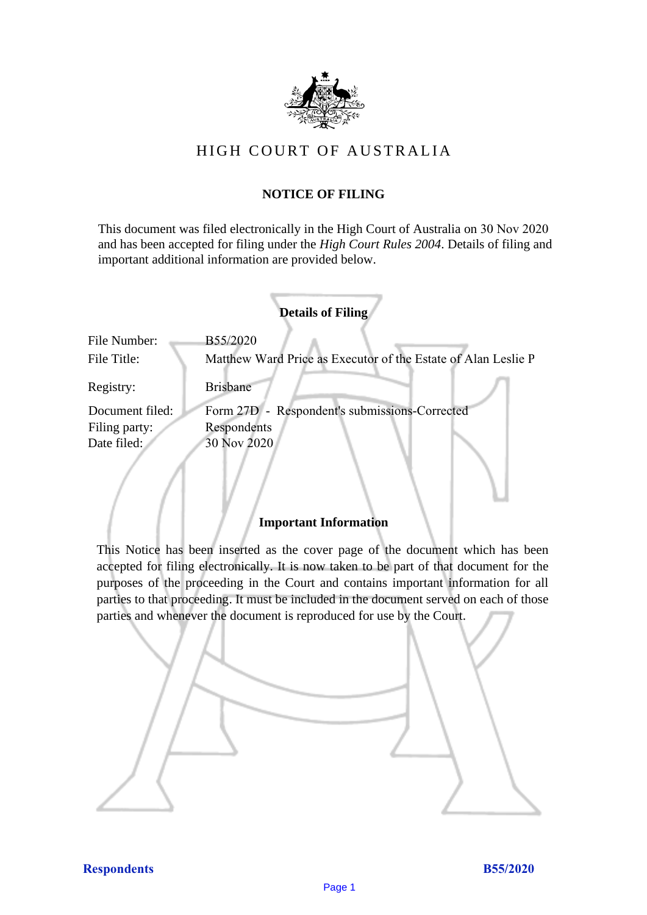# HIGH COURT OF AUSTRALIA

## NOTICE OF FILING

This document was filed electronically in the High Court of Australia on 30 Nov 2020 and has been accepted for filing under the *High Court Rules 2004*. Details of filing and important additional information are provided below.

### Details of Filing

| | |
|---|---|
| File Number: | B55/2020 |
| File Title: | Matthew Ward Price as Executor of the Estate of Alan Leslie P |
| Registry: | Brisbane |
| Document filed: | Form 27D - Respondent's submissions-Corrected |
| Filing party: | Respondents |
| Date filed: | 30 Nov 2020 |

### Important Information

This Notice has been inserted as the cover page of the document which has been accepted for filing electronically. It is now taken to be part of that document for the purposes of the proceeding in the Court and contains important information for all parties to that proceeding. It must be included in the document served on each of those parties and whenever the document is reproduced for use by the Court.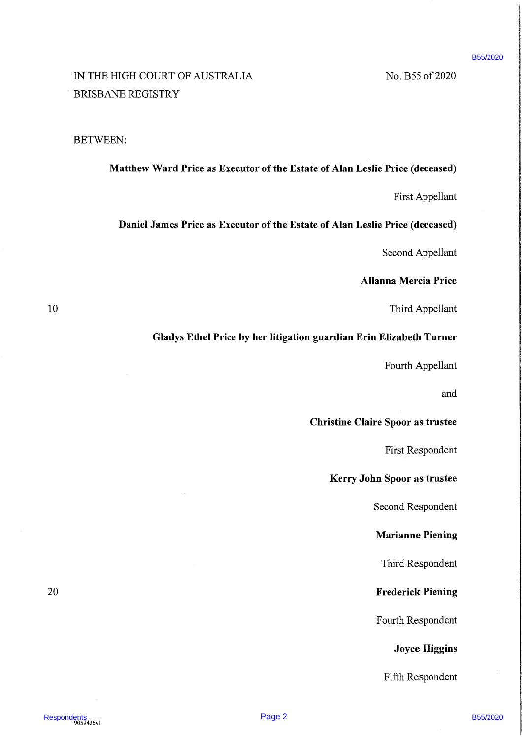IN THE HIGH COURT OF AUSTRALIA
BRISBANE REGISTRY

No. B55 of 2020

BETWEEN:

**Matthew Ward Price as Executor of the Estate of Alan Leslie Price (deceased)**

First Appellant

**Daniel James Price as Executor of the Estate of Alan Leslie Price (deceased)**

Second Appellant

**Allanna Mercia Price**

Third Appellant

**Gladys Ethel Price by her litigation guardian Erin Elizabeth Turner**

Fourth Appellant

and

**Christine Claire Spoor as trustee**

First Respondent

**Kerry John Spoor as trustee**

Second Respondent

**Marianne Piening**

Third Respondent

**Frederick Piening**

Fourth Respondent

**Joyce Higgins**

Fifth Respondent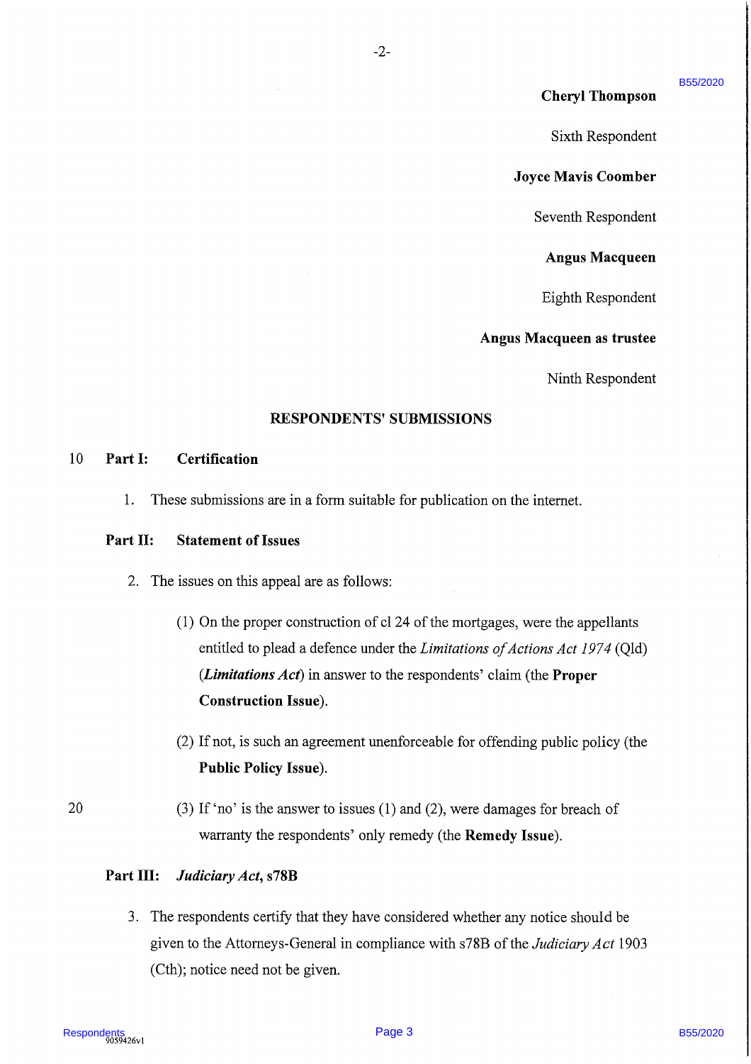**Cheryl Thompson**

Sixth Respondent

**Joyce Mavis Coomber**

Seventh Respondent

**Angus Macqueen**

Eighth Respondent

**Angus Macqueen as trustee**

Ninth Respondent

## RESPONDENTS' SUBMISSIONS

### Part I: Certification

1. These submissions are in a form suitable for publication on the internet.

### Part II: Statement of Issues

2. The issues on this appeal are as follows:

   (1) On the proper construction of cl 24 of the mortgages, were the appellants entitled to plead a defence under the *Limitations of Actions Act 1974* (Qld) (***Limitations Act***) in answer to the respondents' claim (the **Proper Construction Issue**).

   (2) If not, is such an agreement unenforceable for offending public policy (the **Public Policy Issue**).

   (3) If 'no' is the answer to issues (1) and (2), were damages for breach of warranty the respondents' only remedy (the **Remedy Issue**).

### Part III: *Judiciary Act*, s78B

3. The respondents certify that they have considered whether any notice should be given to the Attorneys-General in compliance with s78B of the *Judiciary Act* 1903 (Cth); notice need not be given.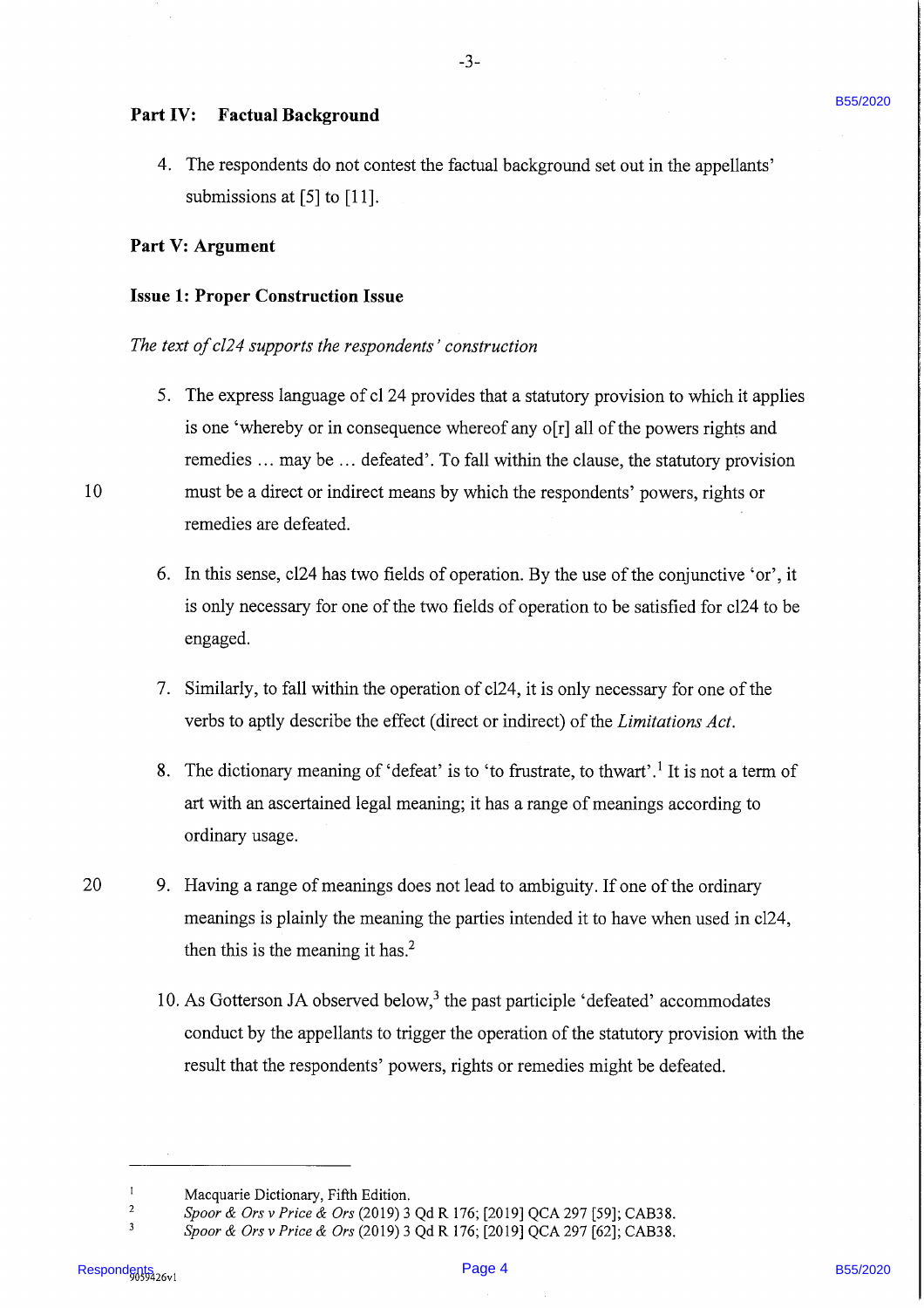## Part IV: Factual Background

4. The respondents do not contest the factual background set out in the appellants' submissions at [5] to [11].

## Part V: Argument

### Issue 1: Proper Construction Issue

*The text of cl24 supports the respondents' construction*

5. The express language of cl 24 provides that a statutory provision to which it applies is one 'whereby or in consequence whereof any o[r] all of the powers rights and remedies ... may be ... defeated'. To fall within the clause, the statutory provision must be a direct or indirect means by which the respondents' powers, rights or remedies are defeated.

6. In this sense, cl24 has two fields of operation. By the use of the conjunctive 'or', it is only necessary for one of the two fields of operation to be satisfied for cl24 to be engaged.

7. Similarly, to fall within the operation of cl24, it is only necessary for one of the verbs to aptly describe the effect (direct or indirect) of the *Limitations Act*.

8. The dictionary meaning of 'defeat' is to 'to frustrate, to thwart'.[1] It is not a term of art with an ascertained legal meaning; it has a range of meanings according to ordinary usage.

9. Having a range of meanings does not lead to ambiguity. If one of the ordinary meanings is plainly the meaning the parties intended it to have when used in cl24, then this is the meaning it has.[2]

10. As Gotterson JA observed below,[3] the past participle 'defeated' accommodates conduct by the appellants to trigger the operation of the statutory provision with the result that the respondents' powers, rights or remedies might be defeated.

---

[1] Macquarie Dictionary, Fifth Edition.

[2] *Spoor & Ors v Price & Ors* (2019) 3 Qd R 176; [2019] QCA 297 [59]; CAB38.

[3] *Spoor & Ors v Price & Ors* (2019) 3 Qd R 176; [2019] QCA 297 [62]; CAB38.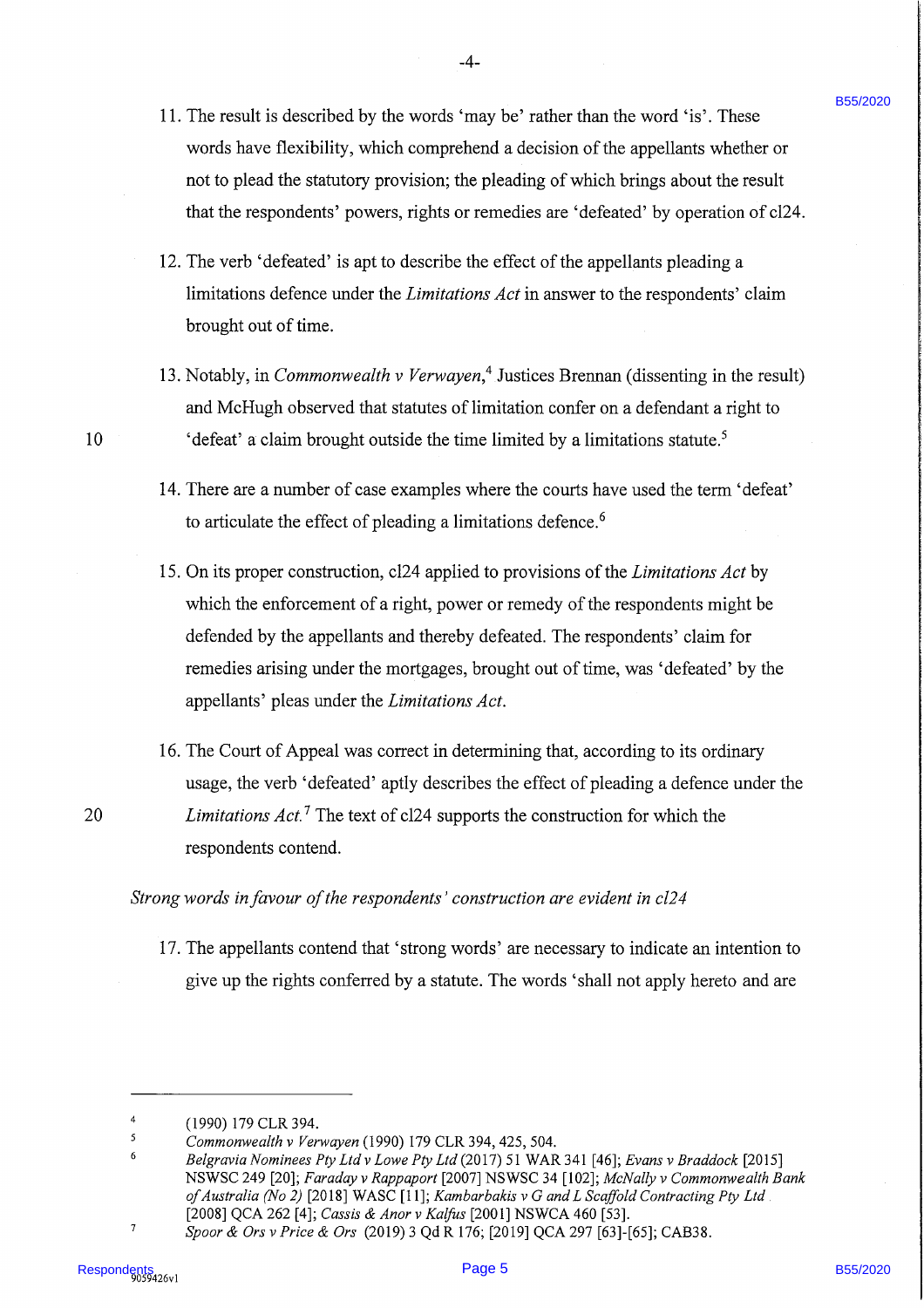11. The result is described by the words 'may be' rather than the word 'is'. These words have flexibility, which comprehend a decision of the appellants whether or not to plead the statutory provision; the pleading of which brings about the result that the respondents' powers, rights or remedies are 'defeated' by operation of cl24.

12. The verb 'defeated' is apt to describe the effect of the appellants pleading a limitations defence under the *Limitations Act* in answer to the respondents' claim brought out of time.

13. Notably, in *Commonwealth v Verwayen*,[4] Justices Brennan (dissenting in the result) and McHugh observed that statutes of limitation confer on a defendant a right to 'defeat' a claim brought outside the time limited by a limitations statute.[5]

14. There are a number of case examples where the courts have used the term 'defeat' to articulate the effect of pleading a limitations defence.[6]

15. On its proper construction, cl24 applied to provisions of the *Limitations Act* by which the enforcement of a right, power or remedy of the respondents might be defended by the appellants and thereby defeated. The respondents' claim for remedies arising under the mortgages, brought out of time, was 'defeated' by the appellants' pleas under the *Limitations Act*.

16. The Court of Appeal was correct in determining that, according to its ordinary usage, the verb 'defeated' aptly describes the effect of pleading a defence under the *Limitations Act*.[7] The text of cl24 supports the construction for which the respondents contend.

*Strong words in favour of the respondents' construction are evident in cl24*

17. The appellants contend that 'strong words' are necessary to indicate an intention to give up the rights conferred by a statute. The words 'shall not apply hereto and are

---

[4] (1990) 179 CLR 394.

[5] *Commonwealth v Verwayen* (1990) 179 CLR 394, 425, 504.

[6] *Belgravia Nominees Pty Ltd v Lowe Pty Ltd* (2017) 51 WAR 341 [46]; *Evans v Braddock* [2015] NSWSC 249 [20]; *Faraday v Rappaport* [2007] NSWSC 34 [102]; *McNally v Commonwealth Bank of Australia (No 2)* [2018] WASC [11]; *Kambarbakis v G and L Scaffold Contracting Pty Ltd* [2008] QCA 262 [4]; *Cassis & Anor v Kalfus* [2001] NSWCA 460 [53].

[7] *Spoor & Ors v Price & Ors* (2019) 3 Qd R 176; [2019] QCA 297 [63]-[65]; CAB38.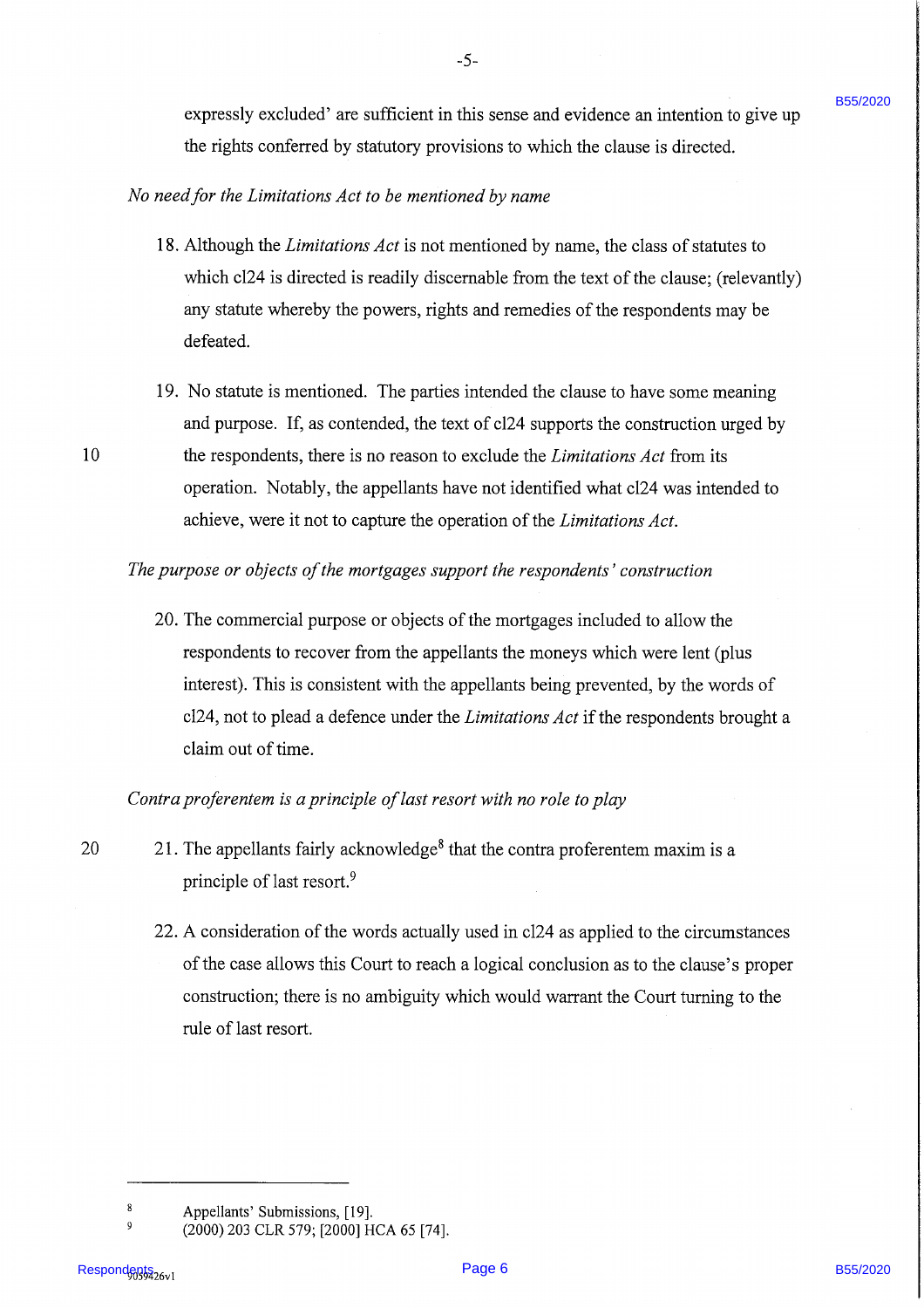expressly excluded' are sufficient in this sense and evidence an intention to give up the rights conferred by statutory provisions to which the clause is directed.

*No need for the Limitations Act to be mentioned by name*

18. Although the *Limitations Act* is not mentioned by name, the class of statutes to which cl24 is directed is readily discernable from the text of the clause; (relevantly) any statute whereby the powers, rights and remedies of the respondents may be defeated.

19. No statute is mentioned. The parties intended the clause to have some meaning and purpose. If, as contended, the text of cl24 supports the construction urged by the respondents, there is no reason to exclude the *Limitations Act* from its operation. Notably, the appellants have not identified what cl24 was intended to achieve, were it not to capture the operation of the *Limitations Act*.

*The purpose or objects of the mortgages support the respondents' construction*

20. The commercial purpose or objects of the mortgages included to allow the respondents to recover from the appellants the moneys which were lent (plus interest). This is consistent with the appellants being prevented, by the words of cl24, not to plead a defence under the *Limitations Act* if the respondents brought a claim out of time.

*Contra proferentem is a principle of last resort with no role to play*

21. The appellants fairly acknowledge[8] that the contra proferentem maxim is a principle of last resort.[9]

22. A consideration of the words actually used in cl24 as applied to the circumstances of the case allows this Court to reach a logical conclusion as to the clause's proper construction; there is no ambiguity which would warrant the Court turning to the rule of last resort.

---

[8] Appellants' Submissions, [19].

[9] (2000) 203 CLR 579; [2000] HCA 65 [74].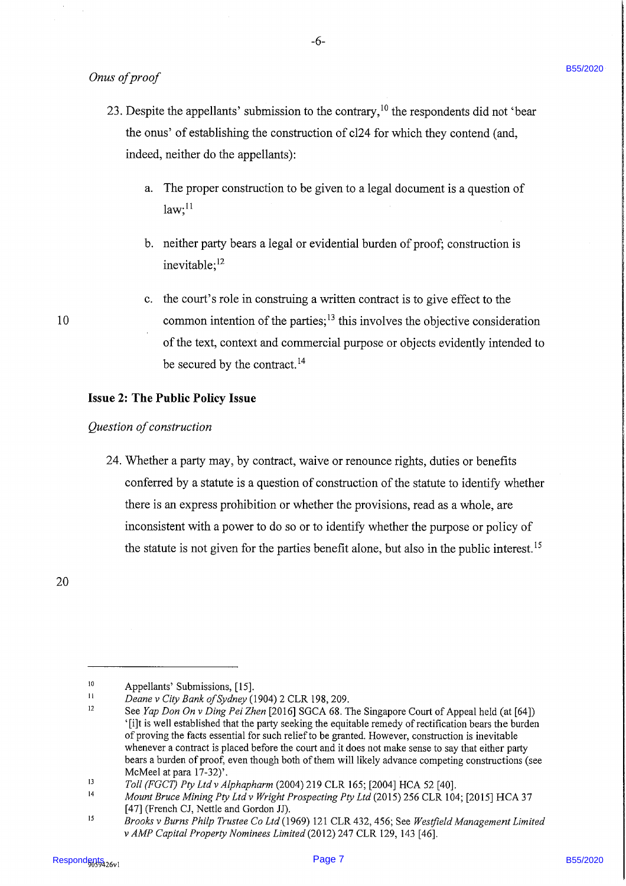*Onus of proof*

23. Despite the appellants' submission to the contrary,[10] the respondents did not 'bear the onus' of establishing the construction of cl24 for which they contend (and, indeed, neither do the appellants):

    a. The proper construction to be given to a legal document is a question of law;[11]

    b. neither party bears a legal or evidential burden of proof; construction is inevitable;[12]

    c. the court's role in construing a written contract is to give effect to the common intention of the parties;[13] this involves the objective consideration of the text, context and commercial purpose or objects evidently intended to be secured by the contract.[14]

**Issue 2: The Public Policy Issue**

*Question of construction*

24. Whether a party may, by contract, waive or renounce rights, duties or benefits conferred by a statute is a question of construction of the statute to identify whether there is an express prohibition or whether the provisions, read as a whole, are inconsistent with a power to do so or to identify whether the purpose or policy of the statute is not given for the parties benefit alone, but also in the public interest.[15]

---

[10] Appellants' Submissions, [15].

[11] *Deane v City Bank of Sydney* (1904) 2 CLR 198, 209.

[12] See *Yap Don On v Ding Pei Zhen* [2016] SGCA 68. The Singapore Court of Appeal held (at [64]) '[i]t is well established that the party seeking the equitable remedy of rectification bears the burden of proving the facts essential for such relief to be granted. However, construction is inevitable whenever a contract is placed before the court and it does not make sense to say that either party bears a burden of proof, even though both of them will likely advance competing constructions (see McMeel at para 17-32)'.

[13] *Toll (FGCT) Pty Ltd v Alphapharm* (2004) 219 CLR 165; [2004] HCA 52 [40].

[14] *Mount Bruce Mining Pty Ltd v Wright Prospecting Pty Ltd* (2015) 256 CLR 104; [2015] HCA 37 [47] (French CJ, Nettle and Gordon JJ).

[15] *Brooks v Burns Philp Trustee Co Ltd* (1969) 121 CLR 432, 456; See *Westfield Management Limited v AMP Capital Property Nominees Limited* (2012) 247 CLR 129, 143 [46].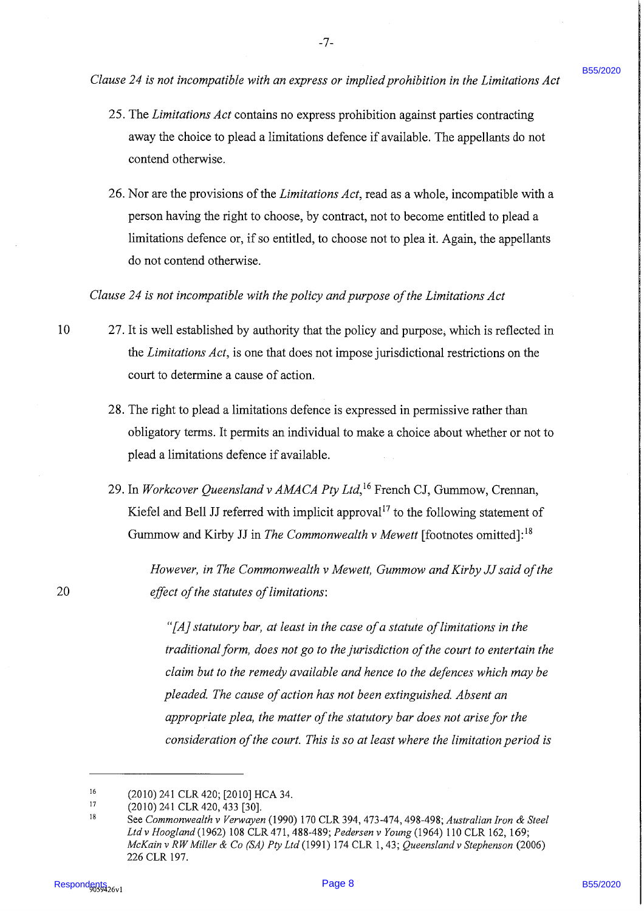*Clause 24 is not incompatible with an express or implied prohibition in the Limitations Act*

25. The *Limitations Act* contains no express prohibition against parties contracting away the choice to plead a limitations defence if available. The appellants do not contend otherwise.

26. Nor are the provisions of the *Limitations Act*, read as a whole, incompatible with a person having the right to choose, by contract, not to become entitled to plead a limitations defence or, if so entitled, to choose not to plea it. Again, the appellants do not contend otherwise.

*Clause 24 is not incompatible with the policy and purpose of the Limitations Act*

27. It is well established by authority that the policy and purpose, which is reflected in the *Limitations Act*, is one that does not impose jurisdictional restrictions on the court to determine a cause of action.

28. The right to plead a limitations defence is expressed in permissive rather than obligatory terms. It permits an individual to make a choice about whether or not to plead a limitations defence if available.

29. In *Workcover Queensland v AMACA Pty Ltd*,[16] French CJ, Gummow, Crennan, Kiefel and Bell JJ referred with implicit approval[17] to the following statement of Gummow and Kirby JJ in *The Commonwealth v Mewett* [footnotes omitted]:[18]

> *However, in The Commonwealth v Mewett, Gummow and Kirby JJ said of the effect of the statutes of limitations:*
>
> > *"[A] statutory bar, at least in the case of a statute of limitations in the traditional form, does not go to the jurisdiction of the court to entertain the claim but to the remedy available and hence to the defences which may be pleaded. The cause of action has not been extinguished. Absent an appropriate plea, the matter of the statutory bar does not arise for the consideration of the court. This is so at least where the limitation period is*

---

[16] (2010) 241 CLR 420; [2010] HCA 34.

[17] (2010) 241 CLR 420, 433 [30].

[18] See *Commonwealth v Verwayen* (1990) 170 CLR 394, 473-474, 498-498; *Australian Iron & Steel Ltd v Hoogland* (1962) 108 CLR 471, 488-489; *Pedersen v Young* (1964) 110 CLR 162, 169; *McKain v RW Miller & Co (SA) Pty Ltd* (1991) 174 CLR 1, 43; *Queensland v Stephenson* (2006) 226 CLR 197.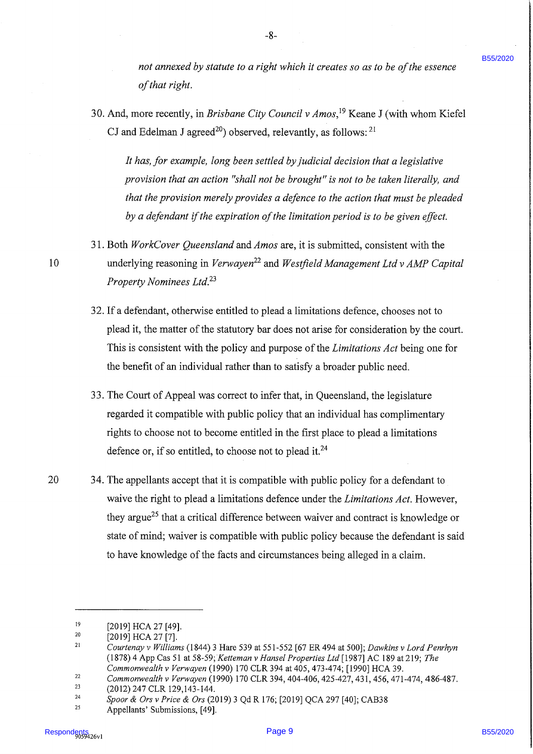*not annexed by statute to a right which it creates so as to be of the essence of that right.*

30. And, more recently, in *Brisbane City Council v Amos*,[19] Keane J (with whom Kiefel CJ and Edelman J agreed[20]) observed, relevantly, as follows:[21]

> *It has, for example, long been settled by judicial decision that a legislative provision that an action "shall not be brought" is not to be taken literally, and that the provision merely provides a defence to the action that must be pleaded by a defendant if the expiration of the limitation period is to be given effect.*

31. Both *WorkCover Queensland* and *Amos* are, it is submitted, consistent with the underlying reasoning in *Verwayen*[22] and *Westfield Management Ltd v AMP Capital Property Nominees Ltd*.[23]

32. If a defendant, otherwise entitled to plead a limitations defence, chooses not to plead it, the matter of the statutory bar does not arise for consideration by the court. This is consistent with the policy and purpose of the *Limitations Act* being one for the benefit of an individual rather than to satisfy a broader public need.

33. The Court of Appeal was correct to infer that, in Queensland, the legislature regarded it compatible with public policy that an individual has complimentary rights to choose not to become entitled in the first place to plead a limitations defence or, if so entitled, to choose not to plead it.[24]

34. The appellants accept that it is compatible with public policy for a defendant to waive the right to plead a limitations defence under the *Limitations Act*. However, they argue[25] that a critical difference between waiver and contract is knowledge or state of mind; waiver is compatible with public policy because the defendant is said to have knowledge of the facts and circumstances being alleged in a claim.

---

[19] [2019] HCA 27 [49].

[20] [2019] HCA 27 [7].

[21] *Courtenay v Williams* (1844) 3 Hare 539 at 551-552 [67 ER 494 at 500]; *Dawkins v Lord Penrhyn* (1878) 4 App Cas 51 at 58-59; *Ketteman v Hansel Properties Ltd* [1987] AC 189 at 219; *The Commonwealth v Verwayen* (1990) 170 CLR 394 at 405, 473-474; [1990] HCA 39.

[22] *Commonwealth v Verwayen* (1990) 170 CLR 394, 404-406, 425-427, 431, 456, 471-474, 486-487.

[23] (2012) 247 CLR 129,143-144.

[24] *Spoor & Ors v Price & Ors* (2019) 3 Qd R 176; [2019] QCA 297 [40]; CAB38

[25] Appellants' Submissions, [49].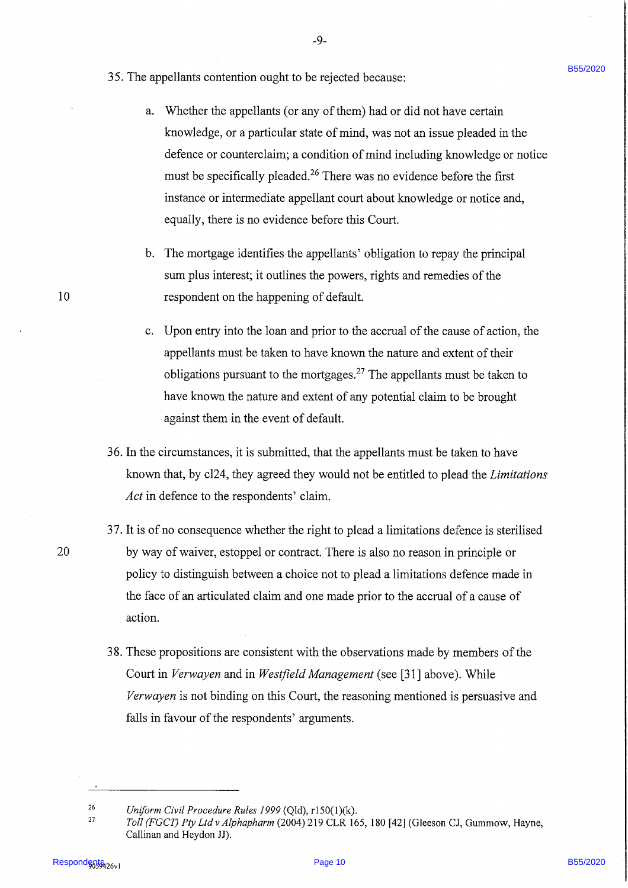35. The appellants contention ought to be rejected because:

    a. Whether the appellants (or any of them) had or did not have certain knowledge, or a particular state of mind, was not an issue pleaded in the defence or counterclaim; a condition of mind including knowledge or notice must be specifically pleaded.[26] There was no evidence before the first instance or intermediate appellant court about knowledge or notice and, equally, there is no evidence before this Court.

    b. The mortgage identifies the appellants' obligation to repay the principal sum plus interest; it outlines the powers, rights and remedies of the respondent on the happening of default.

    c. Upon entry into the loan and prior to the accrual of the cause of action, the appellants must be taken to have known the nature and extent of their obligations pursuant to the mortgages.[27] The appellants must be taken to have known the nature and extent of any potential claim to be brought against them in the event of default.

36. In the circumstances, it is submitted, that the appellants must be taken to have known that, by cl24, they agreed they would not be entitled to plead the *Limitations Act* in defence to the respondents' claim.

37. It is of no consequence whether the right to plead a limitations defence is sterilised by way of waiver, estoppel or contract. There is also no reason in principle or policy to distinguish between a choice not to plead a limitations defence made in the face of an articulated claim and one made prior to the accrual of a cause of action.

38. These propositions are consistent with the observations made by members of the Court in *Verwayen* and in *Westfield Management* (see [31] above). While *Verwayen* is not binding on this Court, the reasoning mentioned is persuasive and falls in favour of the respondents' arguments.

---

[26] *Uniform Civil Procedure Rules 1999* (Qld), r150(1)(k).

[27] *Toll (FGCT) Pty Ltd v Alphapharm* (2004) 219 CLR 165, 180 [42] (Gleeson CJ, Gummow, Hayne, Callinan and Heydon JJ).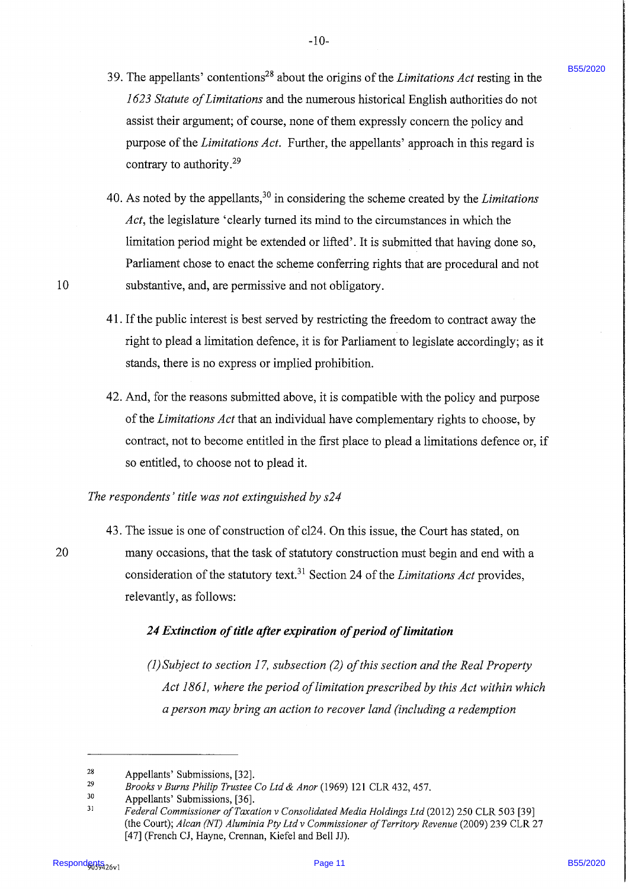39. The appellants' contentions[28] about the origins of the *Limitations Act* resting in the *1623 Statute of Limitations* and the numerous historical English authorities do not assist their argument; of course, none of them expressly concern the policy and purpose of the *Limitations Act*. Further, the appellants' approach in this regard is contrary to authority.[29]

40. As noted by the appellants,[30] in considering the scheme created by the *Limitations Act*, the legislature 'clearly turned its mind to the circumstances in which the limitation period might be extended or lifted'. It is submitted that having done so, Parliament chose to enact the scheme conferring rights that are procedural and not substantive, and, are permissive and not obligatory.

41. If the public interest is best served by restricting the freedom to contract away the right to plead a limitation defence, it is for Parliament to legislate accordingly; as it stands, there is no express or implied prohibition.

42. And, for the reasons submitted above, it is compatible with the policy and purpose of the *Limitations Act* that an individual have complementary rights to choose, by contract, not to become entitled in the first place to plead a limitations defence or, if so entitled, to choose not to plead it.

*The respondents' title was not extinguished by s24*

43. The issue is one of construction of cl24. On this issue, the Court has stated, on many occasions, that the task of statutory construction must begin and end with a consideration of the statutory text.[31] Section 24 of the *Limitations Act* provides, relevantly, as follows:

> ***24 Extinction of title after expiration of period of limitation***
>
> *(1) Subject to section 17, subsection (2) of this section and the Real Property Act 1861, where the period of limitation prescribed by this Act within which a person may bring an action to recover land (including a redemption*

---

[28] Appellants' Submissions, [32].

[29] *Brooks v Burns Philip Trustee Co Ltd & Anor* (1969) 121 CLR 432, 457.

[30] Appellants' Submissions, [36].

[31] *Federal Commissioner of Taxation v Consolidated Media Holdings Ltd* (2012) 250 CLR 503 [39] (the Court); *Alcan (NT) Aluminia Pty Ltd v Commissioner of Territory Revenue* (2009) 239 CLR 27 [47] (French CJ, Hayne, Crennan, Kiefel and Bell JJ).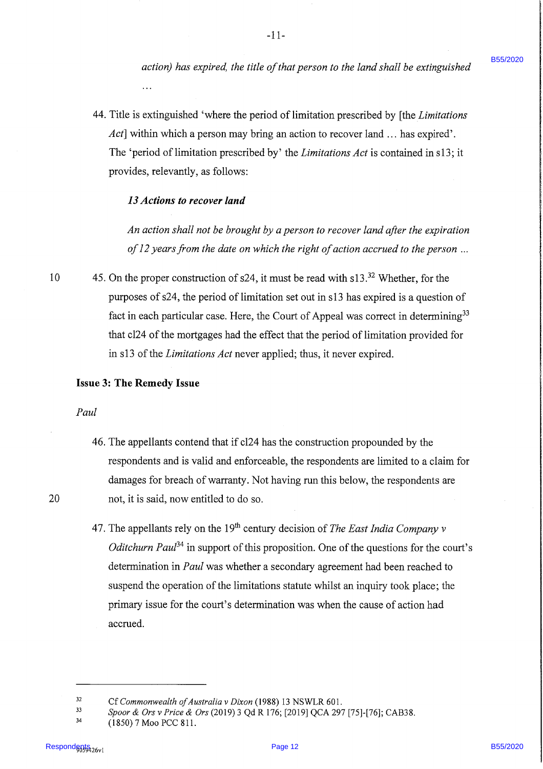*action) has expired, the title of that person to the land shall be extinguished*

...

44. Title is extinguished 'where the period of limitation prescribed by [the *Limitations Act*] within which a person may bring an action to recover land … has expired'. The 'period of limitation prescribed by' the *Limitations Act* is contained in s13; it provides, relevantly, as follows:

***13 Actions to recover land***

*An action shall not be brought by a person to recover land after the expiration of 12 years from the date on which the right of action accrued to the person …*

45. On the proper construction of s24, it must be read with s13.[32] Whether, for the purposes of s24, the period of limitation set out in s13 has expired is a question of fact in each particular case. Here, the Court of Appeal was correct in determining[33] that cl24 of the mortgages had the effect that the period of limitation provided for in s13 of the *Limitations Act* never applied; thus, it never expired.

**Issue 3: The Remedy Issue**

*Paul*

46. The appellants contend that if cl24 has the construction propounded by the respondents and is valid and enforceable, the respondents are limited to a claim for damages for breach of warranty. Not having run this below, the respondents are not, it is said, now entitled to do so.

47. The appellants rely on the 19th century decision of *The East India Company v Oditchurn Paul*[34] in support of this proposition. One of the questions for the court's determination in *Paul* was whether a secondary agreement had been reached to suspend the operation of the limitations statute whilst an inquiry took place; the primary issue for the court's determination was when the cause of action had accrued.

---

[32] Cf *Commonwealth of Australia v Dixon* (1988) 13 NSWLR 601.

[33] *Spoor & Ors v Price & Ors* (2019) 3 Qd R 176; [2019] QCA 297 [75]-[76]; CAB38.

[34] (1850) 7 Moo PCC 811.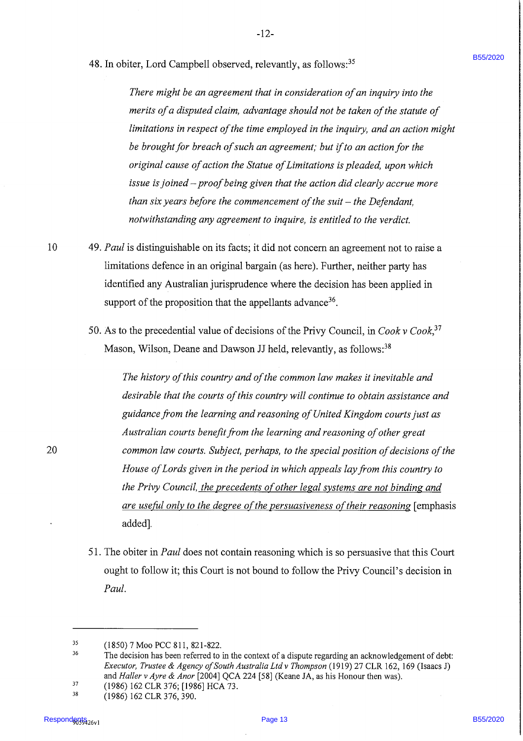48. In obiter, Lord Campbell observed, relevantly, as follows:[35]

> *There might be an agreement that in consideration of an inquiry into the merits of a disputed claim, advantage should not be taken of the statute of limitations in respect of the time employed in the inquiry, and an action might be brought for breach of such an agreement; but if to an action for the original cause of action the Statue of Limitations is pleaded, upon which issue is joined – proof being given that the action did clearly accrue more than six years before the commencement of the suit – the Defendant, notwithstanding any agreement to inquire, is entitled to the verdict.*

49. *Paul* is distinguishable on its facts; it did not concern an agreement not to raise a limitations defence in an original bargain (as here). Further, neither party has identified any Australian jurisprudence where the decision has been applied in support of the proposition that the appellants advance[36].

50. As to the precedential value of decisions of the Privy Council, in *Cook v Cook*,[37] Mason, Wilson, Deane and Dawson JJ held, relevantly, as follows:[38]

> *The history of this country and of the common law makes it inevitable and desirable that the courts of this country will continue to obtain assistance and guidance from the learning and reasoning of United Kingdom courts just as Australian courts benefit from the learning and reasoning of other great common law courts. Subject, perhaps, to the special position of decisions of the House of Lords given in the period in which appeals lay from this country to the Privy Council, <u>the precedents of other legal systems are not binding and are useful only to the degree of the persuasiveness of their reasoning</u>* [emphasis added].

51. The obiter in *Paul* does not contain reasoning which is so persuasive that this Court ought to follow it; this Court is not bound to follow the Privy Council's decision in *Paul*.

---

[35] (1850) 7 Moo PCC 811, 821-822.

[36] The decision has been referred to in the context of a dispute regarding an acknowledgement of debt: *Executor, Trustee & Agency of South Australia Ltd v Thompson* (1919) 27 CLR 162, 169 (Isaacs J) and *Haller v Ayre & Anor* [2004] QCA 224 [58] (Keane JA, as his Honour then was).

[37] (1986) 162 CLR 376; [1986] HCA 73.

[38] (1986) 162 CLR 376, 390.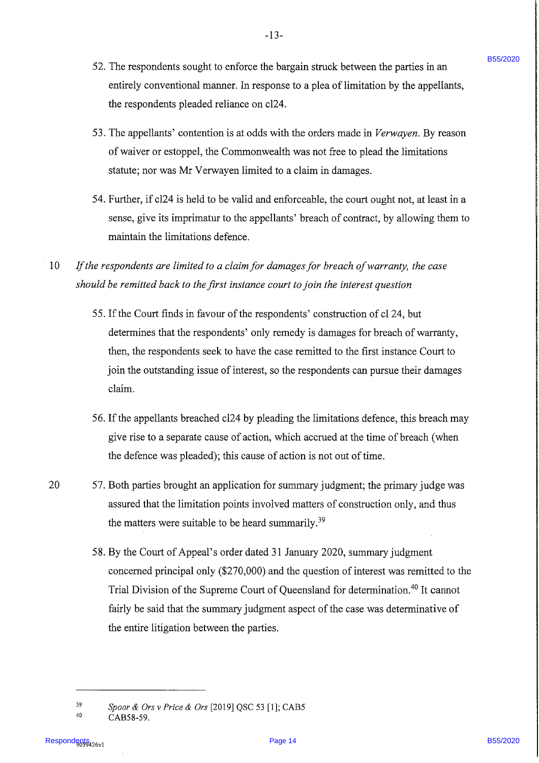52. The respondents sought to enforce the bargain struck between the parties in an entirely conventional manner. In response to a plea of limitation by the appellants, the respondents pleaded reliance on cl24.

53. The appellants' contention is at odds with the orders made in *Verwayen*. By reason of waiver or estoppel, the Commonwealth was not free to plead the limitations statute; nor was Mr Verwayen limited to a claim in damages.

54. Further, if cl24 is held to be valid and enforceable, the court ought not, at least in a sense, give its imprimatur to the appellants' breach of contract, by allowing them to maintain the limitations defence.

*If the respondents are limited to a claim for damages for breach of warranty, the case should be remitted back to the first instance court to join the interest question*

55. If the Court finds in favour of the respondents' construction of cl 24, but determines that the respondents' only remedy is damages for breach of warranty, then, the respondents seek to have the case remitted to the first instance Court to join the outstanding issue of interest, so the respondents can pursue their damages claim.

56. If the appellants breached cl24 by pleading the limitations defence, this breach may give rise to a separate cause of action, which accrued at the time of breach (when the defence was pleaded); this cause of action is not out of time.

57. Both parties brought an application for summary judgment; the primary judge was assured that the limitation points involved matters of construction only, and thus the matters were suitable to be heard summarily.[39]

58. By the Court of Appeal's order dated 31 January 2020, summary judgment concerned principal only ($270,000) and the question of interest was remitted to the Trial Division of the Supreme Court of Queensland for determination.[40] It cannot fairly be said that the summary judgment aspect of the case was determinative of the entire litigation between the parties.

---

[39] *Spoor & Ors v Price & Ors* [2019] QSC 53 [1]; CAB5

[40] CAB58-59.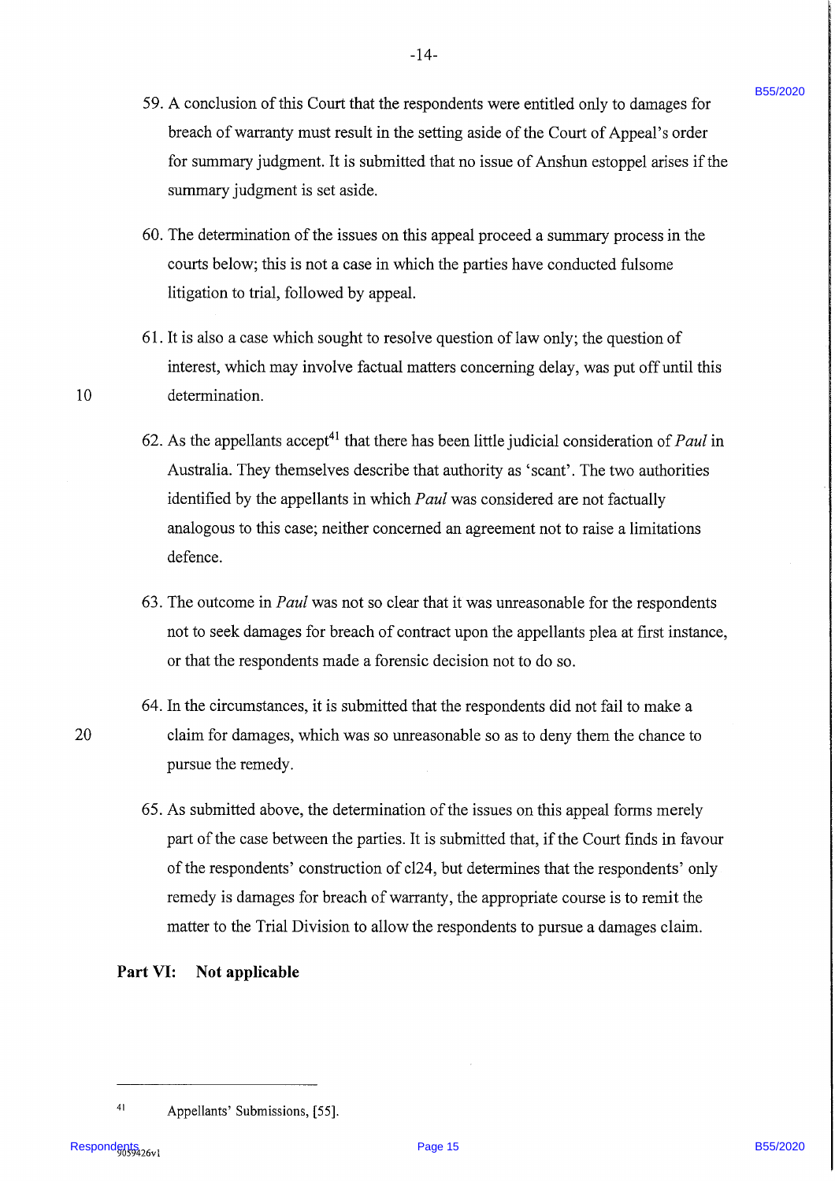59. A conclusion of this Court that the respondents were entitled only to damages for breach of warranty must result in the setting aside of the Court of Appeal's order for summary judgment. It is submitted that no issue of Anshun estoppel arises if the summary judgment is set aside.

60. The determination of the issues on this appeal proceed a summary process in the courts below; this is not a case in which the parties have conducted fulsome litigation to trial, followed by appeal.

61. It is also a case which sought to resolve question of law only; the question of interest, which may involve factual matters concerning delay, was put off until this determination.

62. As the appellants accept[41] that there has been little judicial consideration of *Paul* in Australia. They themselves describe that authority as 'scant'. The two authorities identified by the appellants in which *Paul* was considered are not factually analogous to this case; neither concerned an agreement not to raise a limitations defence.

63. The outcome in *Paul* was not so clear that it was unreasonable for the respondents not to seek damages for breach of contract upon the appellants plea at first instance, or that the respondents made a forensic decision not to do so.

64. In the circumstances, it is submitted that the respondents did not fail to make a claim for damages, which was so unreasonable so as to deny them the chance to pursue the remedy.

65. As submitted above, the determination of the issues on this appeal forms merely part of the case between the parties. It is submitted that, if the Court finds in favour of the respondents' construction of cl24, but determines that the respondents' only remedy is damages for breach of warranty, the appropriate course is to remit the matter to the Trial Division to allow the respondents to pursue a damages claim.

**Part VI: Not applicable**

---

[41] Appellants' Submissions, [55].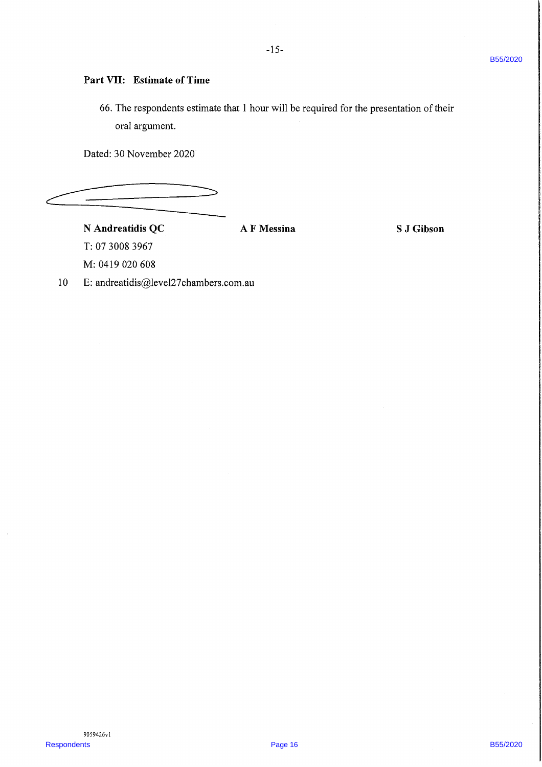## Part VII: Estimate of Time

66. The respondents estimate that 1 hour will be required for the presentation of their oral argument.

Dated: 30 November 2020

**N Andreatidis QC** **A F Messina** **S J Gibson**

T: 07 3008 3967

M: 0419 020 608

E: andreatidis@level27chambers.com.au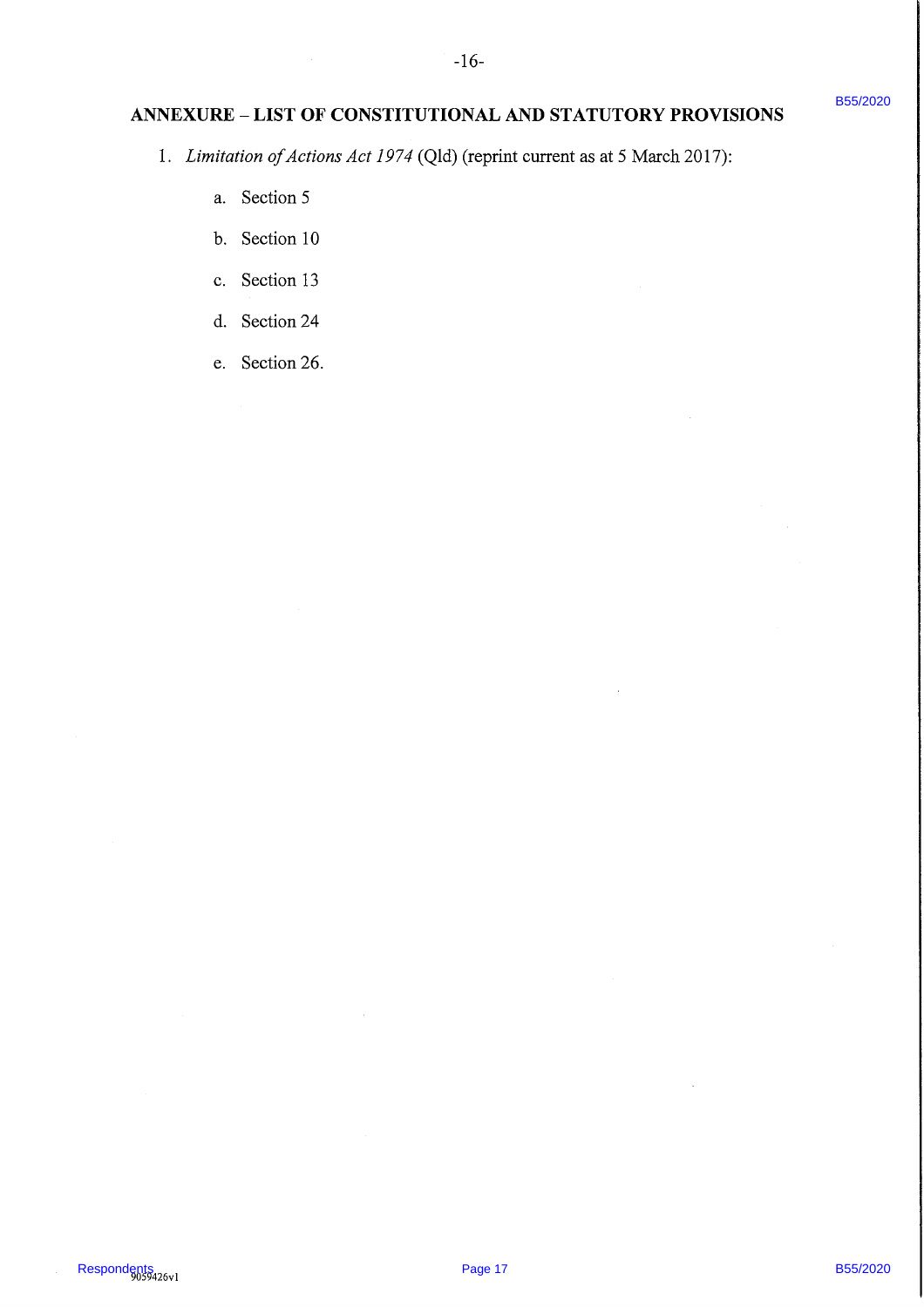## ANNEXURE – LIST OF CONSTITUTIONAL AND STATUTORY PROVISIONS

1. *Limitation of Actions Act 1974* (Qld) (reprint current as at 5 March 2017):

   a. Section 5

   b. Section 10

   c. Section 13

   d. Section 24

   e. Section 26.